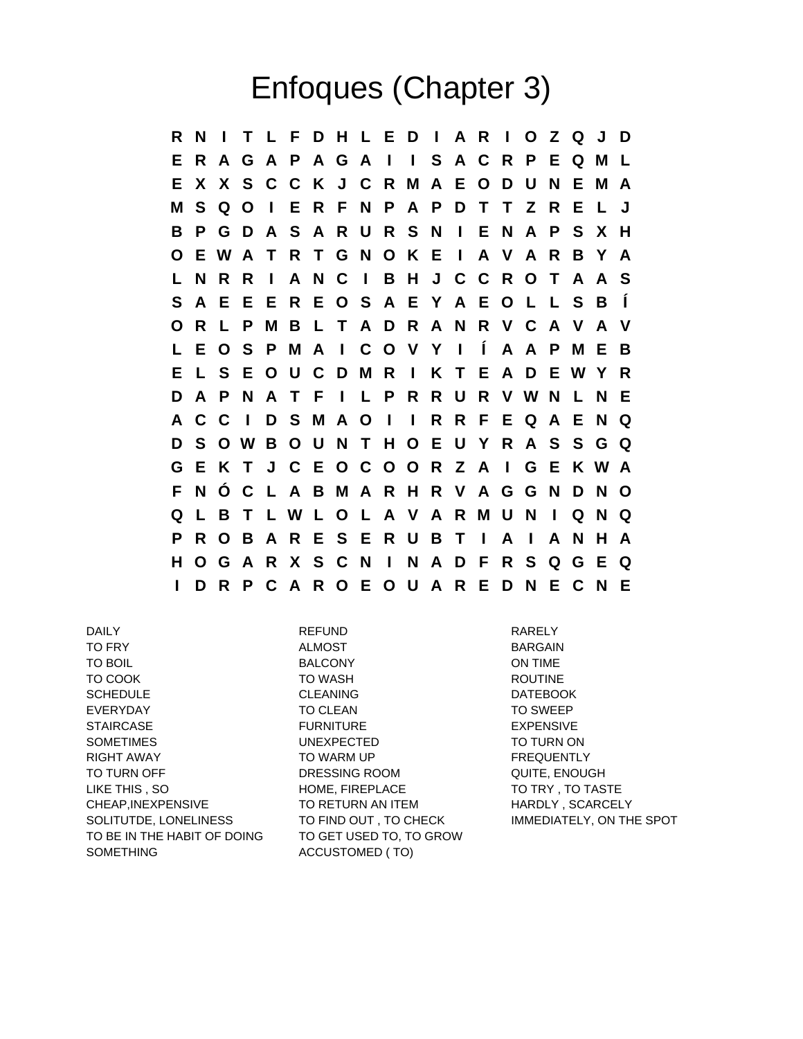# Enfoques (Chapter 3)

```
R N I T L F D H L E D I A R I O Z Q J D
E R A G A P A G A I I S A C R P E Q M L
E X X S C C K J C R M A E O D U N E M A
M S Q O I E R F N P A P D T T Z R E L J
B P G D A S A R U R S N I E N A P S X H
O E W A T R T G N O K E I A V A R B Y A
L N R R I A N C I B H J C C R O T A A S
S A E E E R E O S A E Y A E O L L S B Í
O R L P M B L T A D R A N R V C A V A V
L E O S P M A I C O V Y I Í A A P M E B
E L S E O U C D M R I K T E A D E W Y R
D A P N A T F I L P R R U R V W N L N E
A C C I D S M A O I I R R F E Q A E N Q
D S O W B O U N T H O E U Y R A S S G Q
G E K T J C E O C O O R Z A I G E K W A
F N Ó C L A B M A R H R V A G G N D N O
Q L B T L W L O L A V A R M U N I Q N Q
P R O B A R E S E R U B T I A I A N H A
H O G A R X S C N I N A D F R S Q G E Q
I D R P C A R O E O U A R E D N E C N E
```

DAILY
TO FRY
TO BOIL
TO COOK
SCHEDULE
EVERYDAY
STAIRCASE
SOMETIMES
RIGHT AWAY
TO TURN OFF
LIKE THIS , SO
CHEAP,INEXPENSIVE
SOLITUTDE, LONELINESS
TO BE IN THE HABIT OF DOING SOMETHING

REFUND
ALMOST
BALCONY
TO WASH
CLEANING
TO CLEAN
FURNITURE
UNEXPECTED
TO WARM UP
DRESSING ROOM
HOME, FIREPLACE
TO RETURN AN ITEM
TO FIND OUT , TO CHECK
TO GET USED TO, TO GROW ACCUSTOMED ( TO)

RARELY
BARGAIN
ON TIME
ROUTINE
DATEBOOK
TO SWEEP
EXPENSIVE
TO TURN ON
FREQUENTLY
QUITE, ENOUGH
TO TRY , TO TASTE
HARDLY , SCARCELY
IMMEDIATELY, ON THE SPOT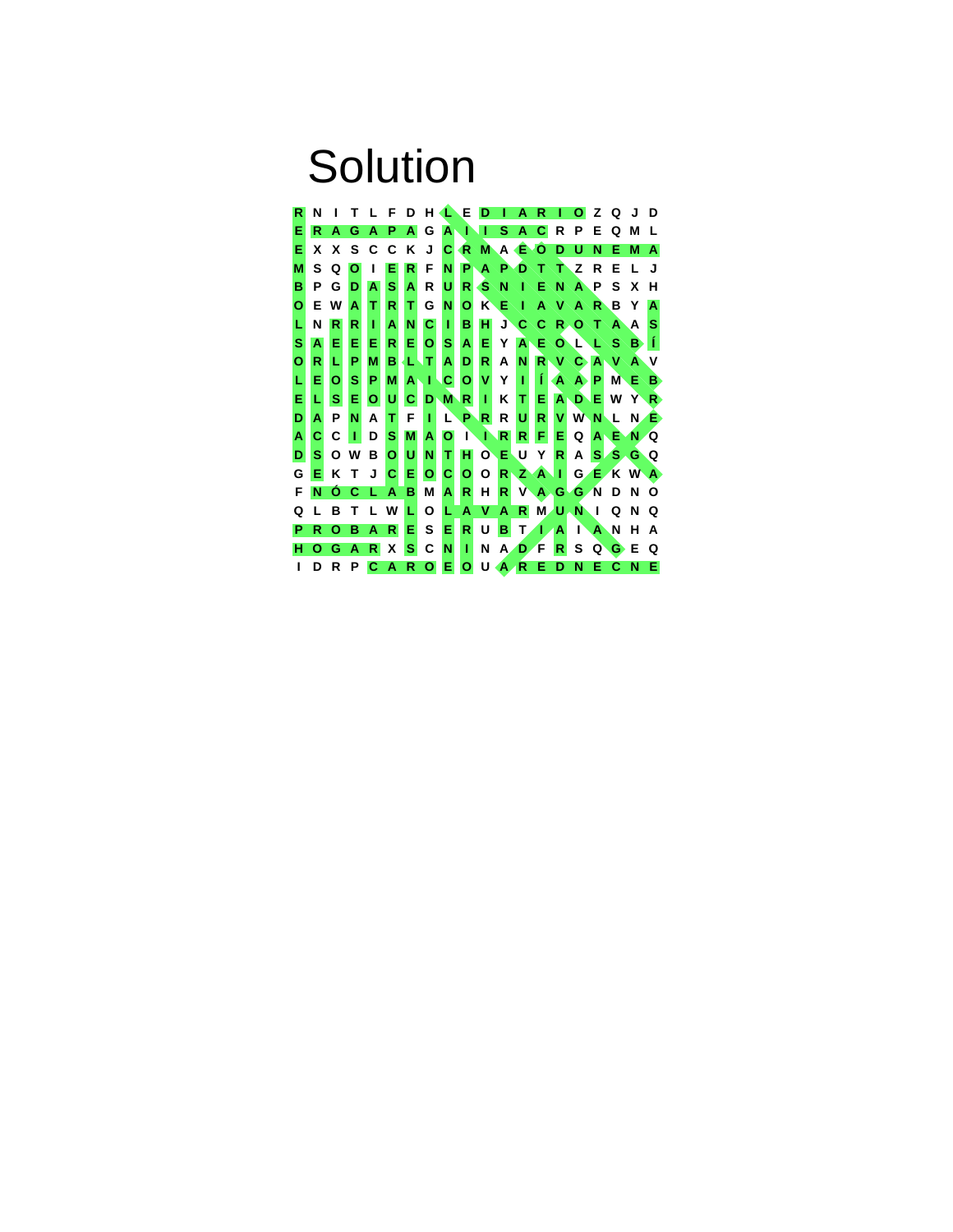# Solution

| | | | | | | | | | | | | | | | | | | | |
|---|---|---|---|---|---|---|---|---|---|---|---|---|---|---|---|---|---|---|---|
| R | N | I | T | L | F | D | H | L | E | D | I | A | R | I | O | Z | Q | J | D |
| E | R | A | G | A | P | A | G | A | I | I | S | A | C | R | P | E | Q | M | L |
| E | X | X | S | C | C | K | J | C | R | M | A | E | O | D | U | N | E | M | A |
| M | S | Q | O | I | E | R | F | N | P | A | P | D | T | T | Z | R | E | L | J |
| B | P | G | D | A | S | A | R | U | R | S | N | I | E | N | A | P | S | X | H |
| O | E | W | A | T | R | T | G | N | O | K | E | I | A | V | A | R | B | Y | A |
| L | N | R | R | I | A | N | C | I | B | H | J | C | C | R | O | T | A | A | S |
| S | A | E | E | E | R | E | O | S | A | E | Y | A | E | O | L | L | S | B | Í |
| O | R | L | P | M | B | L | T | A | D | R | A | N | R | V | C | A | V | A | V |
| L | E | O | S | P | M | A | I | C | O | V | Y | I | Í | A | A | P | M | E | B |
| E | L | S | E | O | U | C | D | M | R | I | K | T | E | A | D | E | W | Y | R |
| D | A | P | N | A | T | F | I | L | P | R | R | U | R | V | W | N | L | N | E |
| A | C | C | I | D | S | M | A | O | I | I | R | R | F | E | Q | A | E | N | Q |
| D | S | O | W | B | O | U | N | T | H | O | E | U | Y | R | A | S | S | G | Q |
| G | E | K | T | J | C | E | O | C | O | O | R | Z | A | I | G | E | K | W | A |
| F | N | Ó | C | L | A | B | M | A | R | H | R | V | A | G | G | N | D | N | O |
| Q | L | B | T | L | W | L | O | L | A | V | A | R | M | U | N | I | Q | N | Q |
| P | R | O | B | A | R | E | S | E | R | U | B | T | I | A | I | A | N | H | A |
| H | O | G | A | R | X | S | C | N | I | N | A | D | F | R | S | Q | G | E | Q |
| I | D | R | P | C | A | R | O | E | O | U | A | R | E | D | N | E | C | N | E |